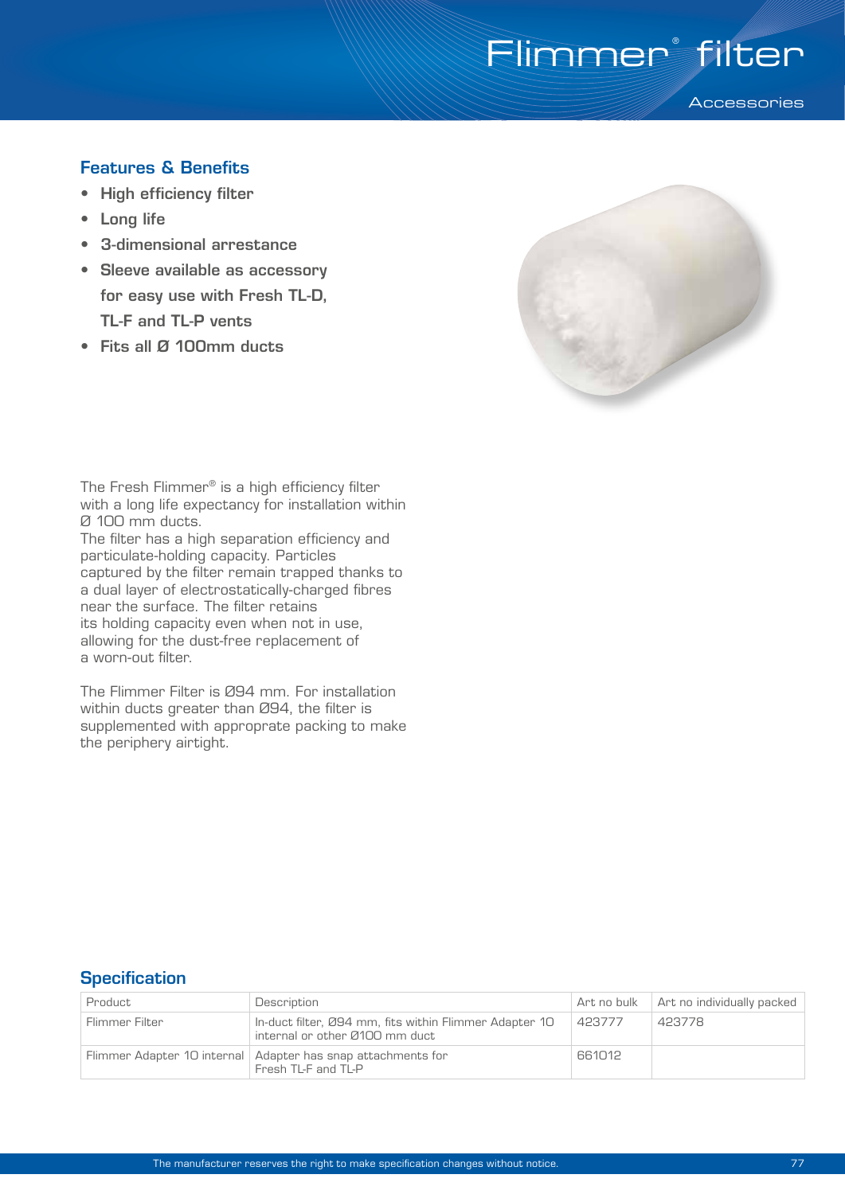# Flimmer® filter

Accessories

## Features & Benefits

- **High efficiency filter**
- **Long life**
- **3-dimensional arrestance**
- **Sleeve available as accessory for easy use with Fresh TL-D, TL-F and TL-P vents**
- **Fits all Ø 100mm ducts**

The Fresh Flimmer® is a high efficiency filter with a long life expectancy for installation within Ø 100 mm ducts.
The filter has a high separation efficiency and particulate-holding capacity. Particles captured by the filter remain trapped thanks to a dual layer of electrostatically-charged fibres near the surface. The filter retains its holding capacity even when not in use, allowing for the dust-free replacement of a worn-out filter.

The Flimmer Filter is Ø94 mm. For installation within ducts greater than Ø94, the filter is supplemented with approprate packing to make the periphery airtight.

## Specification

| Product | Description | Art no bulk | Art no individually packed |
|---|---|---|---|
| Flimmer Filter | In-duct filter, Ø94 mm, fits within Flimmer Adapter 10 internal or other Ø100 mm duct | 423777 | 423778 |
| Flimmer Adapter 10 internal | Adapter has snap attachments for Fresh TL-F and TL-P | 661012 | |

The manufacturer reserves the right to make specification changes without notice.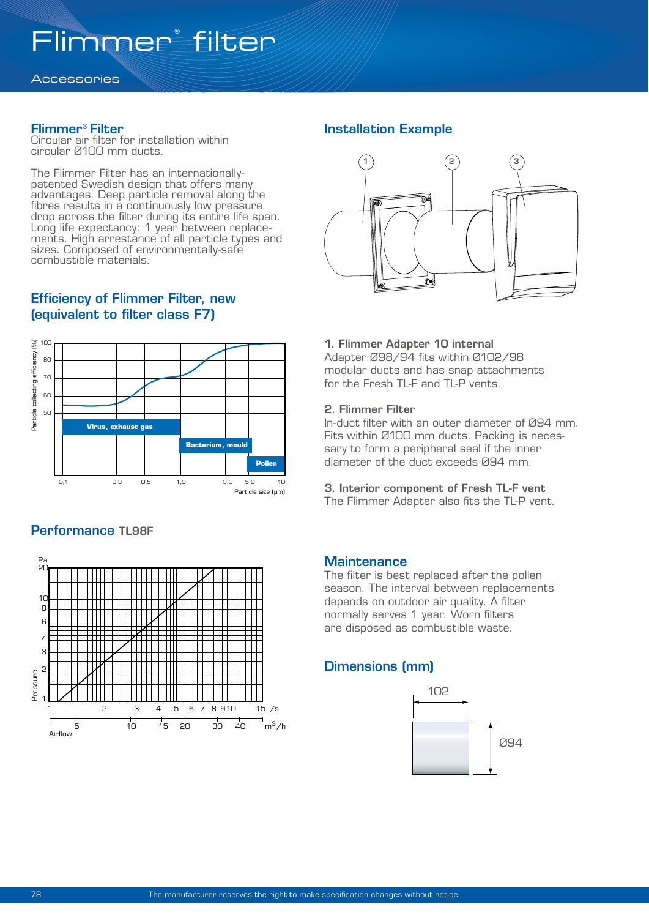# Flimmer® filter

Accessories

## Flimmer® Filter

Circular air filter for installation within circular Ø100 mm ducts.

The Flimmer Filter has an internationally-patented Swedish design that offers many advantages. Deep particle removal along the fibres results in a continuously low pressure drop across the filter during its entire life span. Long life expectancy: 1 year between replacements. High arrestance of all particle types and sizes. Composed of environmentally-safe combustible materials.

## Efficiency of Flimmer Filter, new (equivalent to filter class F7)

Particle collecting efficiency (%)
100
80
70
60
50
Virus, exhaust gas
Bacterium, mould
Pollen
0,1 0,3 0,5 1,0 3,0 5,0 10
Particle size (µm)

## Performance TL98F

Pa
20
10
8
6
4
3
2
1
Pressure
1 2 3 4 5 6 7 8 9 10 15 l/s
5 10 15 20 30 40 $m^3/h$
Airflow

## Installation Example

1
2
3

**1. Flimmer Adapter 10 internal**
Adapter Ø98/94 fits within Ø102/98 modular ducts and has snap attachments for the Fresh TL-F and TL-P vents.

**2. Flimmer Filter**
In-duct filter with an outer diameter of Ø94 mm. Fits within Ø100 mm ducts. Packing is necessary to form a peripheral seal if the inner diameter of the duct exceeds Ø94 mm.

**3. Interior component of Fresh TL-F vent**
The Flimmer Adapter also fits the TL-P vent.

## Maintenance

The filter is best replaced after the pollen season. The interval between replacements depends on outdoor air quality. A filter normally serves 1 year. Worn filters are disposed as combustible waste.

## Dimensions (mm)

102
Ø94

The manufacturer reserves the right to make specification changes without notice.